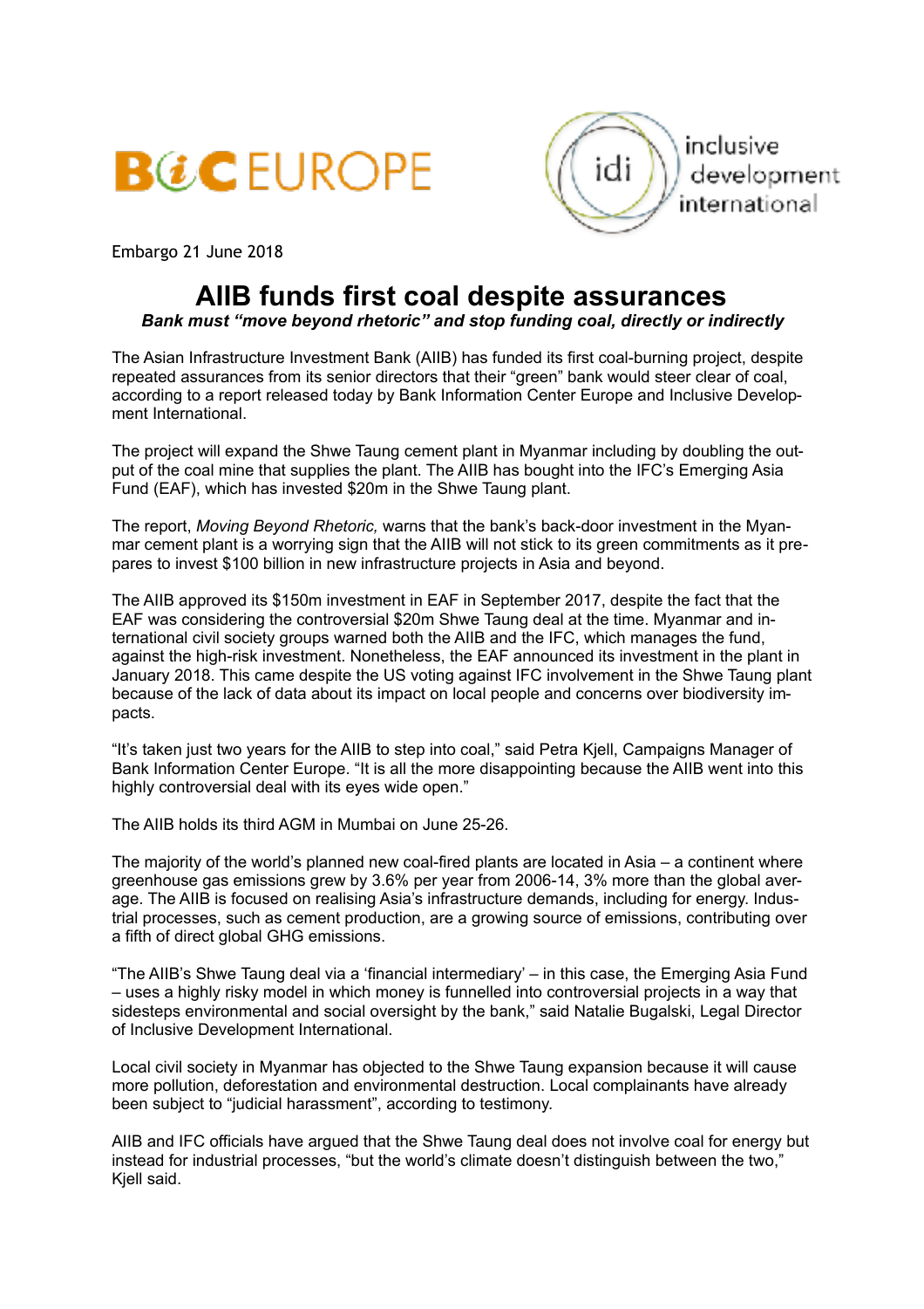BIC EUROPE

inclusive development international

Embargo 21 June 2018

# AIIB funds first coal despite assurances

***Bank must "move beyond rhetoric" and stop funding coal, directly or indirectly***

The Asian Infrastructure Investment Bank (AIIB) has funded its first coal-burning project, despite repeated assurances from its senior directors that their "green" bank would steer clear of coal, according to a report released today by Bank Information Center Europe and Inclusive Development International.

The project will expand the Shwe Taung cement plant in Myanmar including by doubling the output of the coal mine that supplies the plant. The AIIB has bought into the IFC's Emerging Asia Fund (EAF), which has invested $20m in the Shwe Taung plant.

The report, *Moving Beyond Rhetoric,* warns that the bank's back-door investment in the Myanmar cement plant is a worrying sign that the AIIB will not stick to its green commitments as it prepares to invest $100 billion in new infrastructure projects in Asia and beyond.

The AIIB approved its $150m investment in EAF in September 2017, despite the fact that the EAF was considering the controversial $20m Shwe Taung deal at the time. Myanmar and international civil society groups warned both the AIIB and the IFC, which manages the fund, against the high-risk investment. Nonetheless, the EAF announced its investment in the plant in January 2018. This came despite the US voting against IFC involvement in the Shwe Taung plant because of the lack of data about its impact on local people and concerns over biodiversity impacts.

"It's taken just two years for the AIIB to step into coal," said Petra Kjell, Campaigns Manager of Bank Information Center Europe. "It is all the more disappointing because the AIIB went into this highly controversial deal with its eyes wide open."

The AIIB holds its third AGM in Mumbai on June 25-26.

The majority of the world's planned new coal-fired plants are located in Asia – a continent where greenhouse gas emissions grew by 3.6% per year from 2006-14, 3% more than the global average. The AIIB is focused on realising Asia's infrastructure demands, including for energy. Industrial processes, such as cement production, are a growing source of emissions, contributing over a fifth of direct global GHG emissions.

"The AIIB's Shwe Taung deal via a 'financial intermediary' – in this case, the Emerging Asia Fund – uses a highly risky model in which money is funnelled into controversial projects in a way that sidesteps environmental and social oversight by the bank," said Natalie Bugalski, Legal Director of Inclusive Development International.

Local civil society in Myanmar has objected to the Shwe Taung expansion because it will cause more pollution, deforestation and environmental destruction. Local complainants have already been subject to "judicial harassment", according to testimony.

AIIB and IFC officials have argued that the Shwe Taung deal does not involve coal for energy but instead for industrial processes, "but the world's climate doesn't distinguish between the two," Kjell said.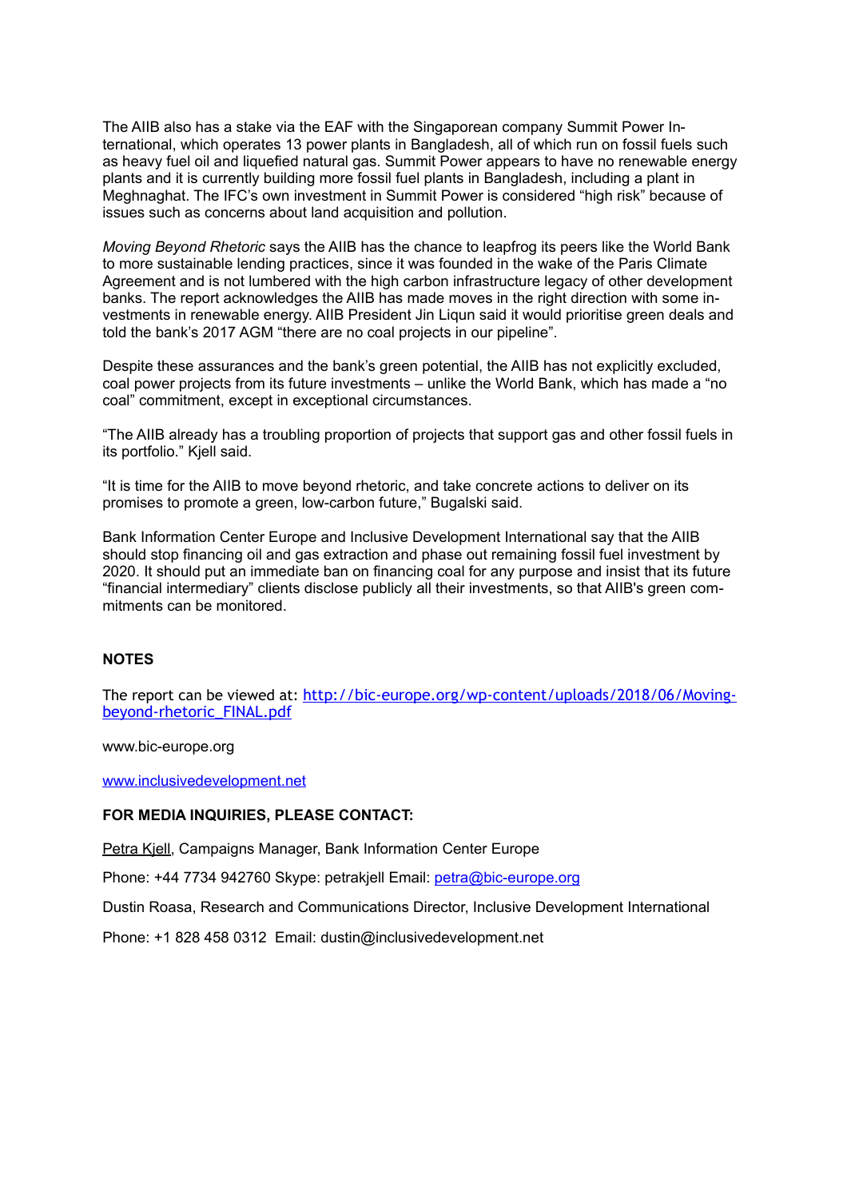The AIIB also has a stake via the EAF with the Singaporean company Summit Power International, which operates 13 power plants in Bangladesh, all of which run on fossil fuels such as heavy fuel oil and liquefied natural gas. Summit Power appears to have no renewable energy plants and it is currently building more fossil fuel plants in Bangladesh, including a plant in Meghnaghat. The IFC's own investment in Summit Power is considered "high risk" because of issues such as concerns about land acquisition and pollution.

*Moving Beyond Rhetoric* says the AIIB has the chance to leapfrog its peers like the World Bank to more sustainable lending practices, since it was founded in the wake of the Paris Climate Agreement and is not lumbered with the high carbon infrastructure legacy of other development banks. The report acknowledges the AIIB has made moves in the right direction with some investments in renewable energy. AIIB President Jin Liqun said it would prioritise green deals and told the bank's 2017 AGM "there are no coal projects in our pipeline".

Despite these assurances and the bank's green potential, the AIIB has not explicitly excluded, coal power projects from its future investments – unlike the World Bank, which has made a "no coal" commitment, except in exceptional circumstances.

"The AIIB already has a troubling proportion of projects that support gas and other fossil fuels in its portfolio." Kjell said.

"It is time for the AIIB to move beyond rhetoric, and take concrete actions to deliver on its promises to promote a green, low-carbon future," Bugalski said.

Bank Information Center Europe and Inclusive Development International say that the AIIB should stop financing oil and gas extraction and phase out remaining fossil fuel investment by 2020. It should put an immediate ban on financing coal for any purpose and insist that its future "financial intermediary" clients disclose publicly all their investments, so that AIIB's green commitments can be monitored.

**NOTES**

The report can be viewed at: http://bic-europe.org/wp-content/uploads/2018/06/Moving-beyond-rhetoric_FINAL.pdf

www.bic-europe.org

www.inclusivedevelopment.net

**FOR MEDIA INQUIRIES, PLEASE CONTACT:**

Petra Kjell, Campaigns Manager, Bank Information Center Europe

Phone: +44 7734 942760 Skype: petrakjell Email: petra@bic-europe.org

Dustin Roasa, Research and Communications Director, Inclusive Development International

Phone: +1 828 458 0312 Email: dustin@inclusivedevelopment.net